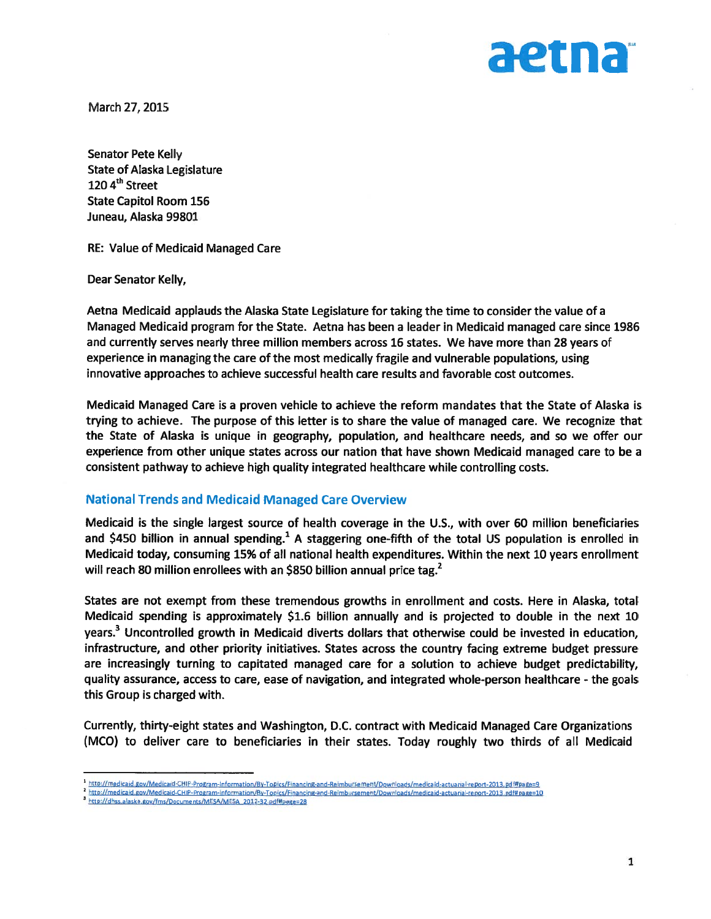aetna

March 27, 2015

Senator Pete Kelly
State of Alaska Legislature
120 4th Street
State Capitol Room 156
Juneau, Alaska 99801

RE: Value of Medicaid Managed Care

Dear Senator Kelly,

Aetna Medicaid applauds the Alaska State Legislature for taking the time to consider the value of a Managed Medicaid program for the State. Aetna has been a leader in Medicaid managed care since 1986 and currently serves nearly three million members across 16 states. We have more than 28 years of experience in managing the care of the most medically fragile and vulnerable populations, using innovative approaches to achieve successful health care results and favorable cost outcomes.

Medicaid Managed Care is a proven vehicle to achieve the reform mandates that the State of Alaska is trying to achieve. The purpose of this letter is to share the value of managed care. We recognize that the State of Alaska is unique in geography, population, and healthcare needs, and so we offer our experience from other unique states across our nation that have shown Medicaid managed care to be a consistent pathway to achieve high quality integrated healthcare while controlling costs.

## National Trends and Medicaid Managed Care Overview

Medicaid is the single largest source of health coverage in the U.S., with over 60 million beneficiaries and $450 billion in annual spending.[1] A staggering one-fifth of the total US population is enrolled in Medicaid today, consuming 15% of all national health expenditures. Within the next 10 years enrollment will reach 80 million enrollees with an $850 billion annual price tag.[2]

States are not exempt from these tremendous growths in enrollment and costs. Here in Alaska, total Medicaid spending is approximately $1.6 billion annually and is projected to double in the next 10 years.[3] Uncontrolled growth in Medicaid diverts dollars that otherwise could be invested in education, infrastructure, and other priority initiatives. States across the country facing extreme budget pressure are increasingly turning to capitated managed care for a solution to achieve budget predictability, quality assurance, access to care, ease of navigation, and integrated whole-person healthcare - the goals this Group is charged with.

Currently, thirty-eight states and Washington, D.C. contract with Medicaid Managed Care Organizations (MCO) to deliver care to beneficiaries in their states. Today roughly two thirds of all Medicaid

---

[1] http://medicaid.gov/Medicaid-CHIP-Program-Information/By-Topics/Financing-and-Reimbursement/Downloads/medicaid-actuarial-report-2013.pdf#page=9

[2] http://medicaid.gov/Medicaid-CHIP-Program-Information/By-Topics/Financing-and-Reimbursement/Downloads/medicaid-actuarial-report-2013.pdf#page=10

[3] http://dhss.alaska.gov/fms/Documents/MESA/MESA_2012-32.pdf#page=28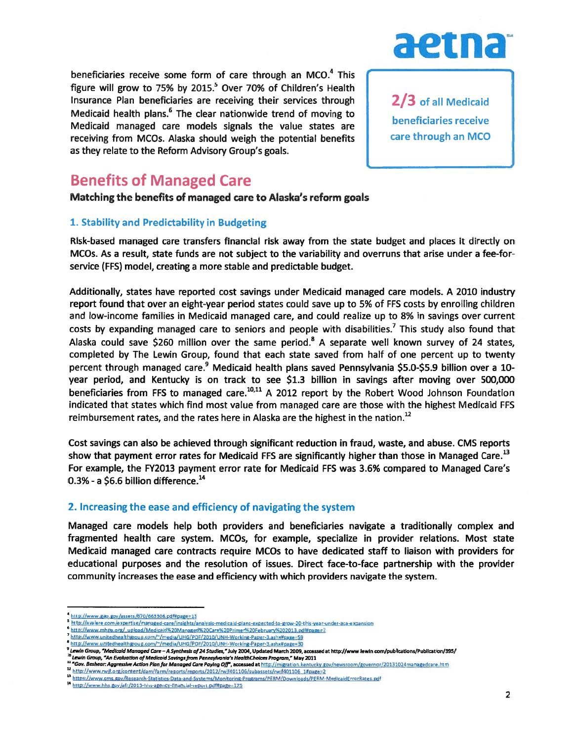beneficiaries receive some form of care through an MCO.[4] This figure will grow to 75% by 2015.[5] Over 70% of Children's Health Insurance Plan beneficiaries are receiving their services through Medicaid health plans.[6] The clear nationwide trend of moving to Medicaid managed care models signals the value states are receiving from MCOs. Alaska should weigh the potential benefits as they relate to the Reform Advisory Group's goals.

**2/3 of all Medicaid beneficiaries receive care through an MCO**

## Benefits of Managed Care

**Matching the benefits of managed care to Alaska's reform goals**

### 1. Stability and Predictability in Budgeting

Risk-based managed care transfers financial risk away from the state budget and places it directly on MCOs. As a result, state funds are not subject to the variability and overruns that arise under a fee-for-service (FFS) model, creating a more stable and predictable budget.

Additionally, states have reported cost savings under Medicaid managed care models. A 2010 industry report found that over an eight-year period states could save up to 5% of FFS costs by enrolling children and low-income families in Medicaid managed care, and could realize up to 8% in savings over current costs by expanding managed care to seniors and people with disabilities.[7] This study also found that Alaska could save $260 million over the same period.[8] A separate well known survey of 24 states, completed by The Lewin Group, found that each state saved from half of one percent up to twenty percent through managed care.[9] Medicaid health plans saved Pennsylvania $5.0-$5.9 billion over a 10-year period, and Kentucky is on track to see $1.3 billion in savings after moving over 500,000 beneficiaries from FFS to managed care.[10,11] A 2012 report by the Robert Wood Johnson Foundation indicated that states which find most value from managed care are those with the highest Medicaid FFS reimbursement rates, and the rates here in Alaska are the highest in the nation.[12]

Cost savings can also be achieved through significant reduction in fraud, waste, and abuse. CMS reports show that payment error rates for Medicaid FFS are significantly higher than those in Managed Care.[13] For example, the FY2013 payment error rate for Medicaid FFS was 3.6% compared to Managed Care's 0.3% - a $6.6 billion difference.[14]

### 2. Increasing the ease and efficiency of navigating the system

Managed care models help both providers and beneficiaries navigate a traditionally complex and fragmented health care system. MCOs, for example, specialize in provider relations. Most state Medicaid managed care contracts require MCOs to have dedicated staff to liaison with providers for educational purposes and the resolution of issues. Direct face-to-face partnership with the provider community increases the ease and efficiency with which providers navigate the system.

---

[4] http://www.gao.gov/assets/670/663306.pdf#page=13
[5] http://avalere.com/expertise/managed-care/insights/analysis-medicaid-plans-expected-to-grow-20-this-year-under-aca-expansion
[6] http://www.mhpa.org/_upload/Medicaid%20Managed%20Care%20Primer%20February%202013.pdf#page=2
[7] http://www.unitedhealthgroup.com/~/media/UHG/PDF/2010/UNH-Working-Paper-3.ashx#page=59
[8] http://www.unitedhealthgroup.com/~/media/UHG/PDF/2010/UNH-Working-Paper-3.ashx#page=30
[9] Lewin Group, *"Medicaid Managed Care – A Synthesis of 24 Studies,"* July 2004, Updated March 2009, accessed at http://www.lewin.com/publications/Publication/395/
[10] Lewin Group, *"An Evaluation of Medicaid Savings from Pennsylvania's HealthChoices Program,"* May 2011
[11] *"Gov. Beshear: Aggressive Action Plan for Managed Care Paying Off"*, accessed at http://migration.kentucky.gov/newsroom/governor/20131024managedcare.htm
[12] http://www.rwjf.org/content/dam/farm/reports/reports/2012/rwjf401106/subassets/rwjf401106_1#page=2
[13] https://www.cms.gov/Research-Statistics-Data-and-Systems/Monitoring-Programs/PERM/Downloads/PERM-MedicaidErrorRates.pdf
[14] http://www.hhs.gov/afr/2013-hhs-agency-financial-report.pdf#page=175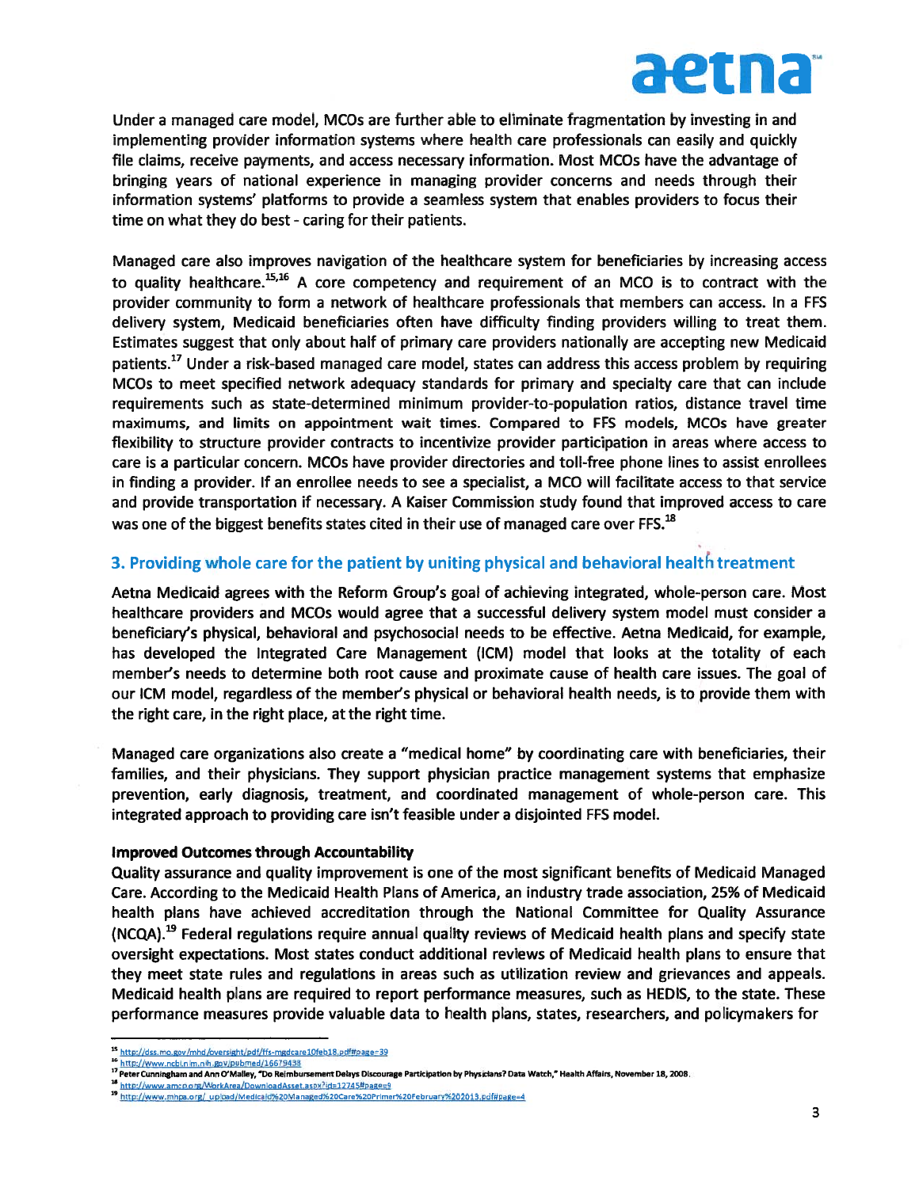Under a managed care model, MCOs are further able to eliminate fragmentation by investing in and implementing provider information systems where health care professionals can easily and quickly file claims, receive payments, and access necessary information. Most MCOs have the advantage of bringing years of national experience in managing provider concerns and needs through their information systems' platforms to provide a seamless system that enables providers to focus their time on what they do best - caring for their patients.

Managed care also improves navigation of the healthcare system for beneficiaries by increasing access to quality healthcare.[15,16] A core competency and requirement of an MCO is to contract with the provider community to form a network of healthcare professionals that members can access. In a FFS delivery system, Medicaid beneficiaries often have difficulty finding providers willing to treat them. Estimates suggest that only about half of primary care providers nationally are accepting new Medicaid patients.[17] Under a risk-based managed care model, states can address this access problem by requiring MCOs to meet specified network adequacy standards for primary and specialty care that can include requirements such as state-determined minimum provider-to-population ratios, distance travel time maximums, and limits on appointment wait times. Compared to FFS models, MCOs have greater flexibility to structure provider contracts to incentivize provider participation in areas where access to care is a particular concern. MCOs have provider directories and toll-free phone lines to assist enrollees in finding a provider. If an enrollee needs to see a specialist, a MCO will facilitate access to that service and provide transportation if necessary. A Kaiser Commission study found that improved access to care was one of the biggest benefits states cited in their use of managed care over FFS.[18]

## 3. Providing whole care for the patient by uniting physical and behavioral health treatment

Aetna Medicaid agrees with the Reform Group's goal of achieving integrated, whole-person care. Most healthcare providers and MCOs would agree that a successful delivery system model must consider a beneficiary's physical, behavioral and psychosocial needs to be effective. Aetna Medicaid, for example, has developed the Integrated Care Management (ICM) model that looks at the totality of each member's needs to determine both root cause and proximate cause of health care issues. The goal of our ICM model, regardless of the member's physical or behavioral health needs, is to provide them with the right care, in the right place, at the right time.

Managed care organizations also create a "medical home" by coordinating care with beneficiaries, their families, and their physicians. They support physician practice management systems that emphasize prevention, early diagnosis, treatment, and coordinated management of whole-person care. This integrated approach to providing care isn't feasible under a disjointed FFS model.

**Improved Outcomes through Accountability**

Quality assurance and quality improvement is one of the most significant benefits of Medicaid Managed Care. According to the Medicaid Health Plans of America, an industry trade association, 25% of Medicaid health plans have achieved accreditation through the National Committee for Quality Assurance (NCQA).[19] Federal regulations require annual quality reviews of Medicaid health plans and specify state oversight expectations. Most states conduct additional reviews of Medicaid health plans to ensure that they meet state rules and regulations in areas such as utilization review and grievances and appeals. Medicaid health plans are required to report performance measures, such as HEDIS, to the state. These performance measures provide valuable data to health plans, states, researchers, and policymakers for

---

[15] http://dss.mo.gov/mhd/oversight/pdf/ffs-mgdcare10feb18.pdf#page=39

[16] http://www.ncbi.nlm.nih.gov/pubmed/16679438

[17] Peter Cunningham and Ann O'Malley, "Do Reimbursement Delays Discourage Participation by Physicians? Data Watch," Health Affairs, November 18, 2008.

[18] http://www.amcp.org/WorkArea/DownloadAsset.aspx?id=12745#page=9

[19] http://www.mhpa.org/_upload/Medicaid%20Managed%20Care%20Primer%20February%202013.pdf#page=4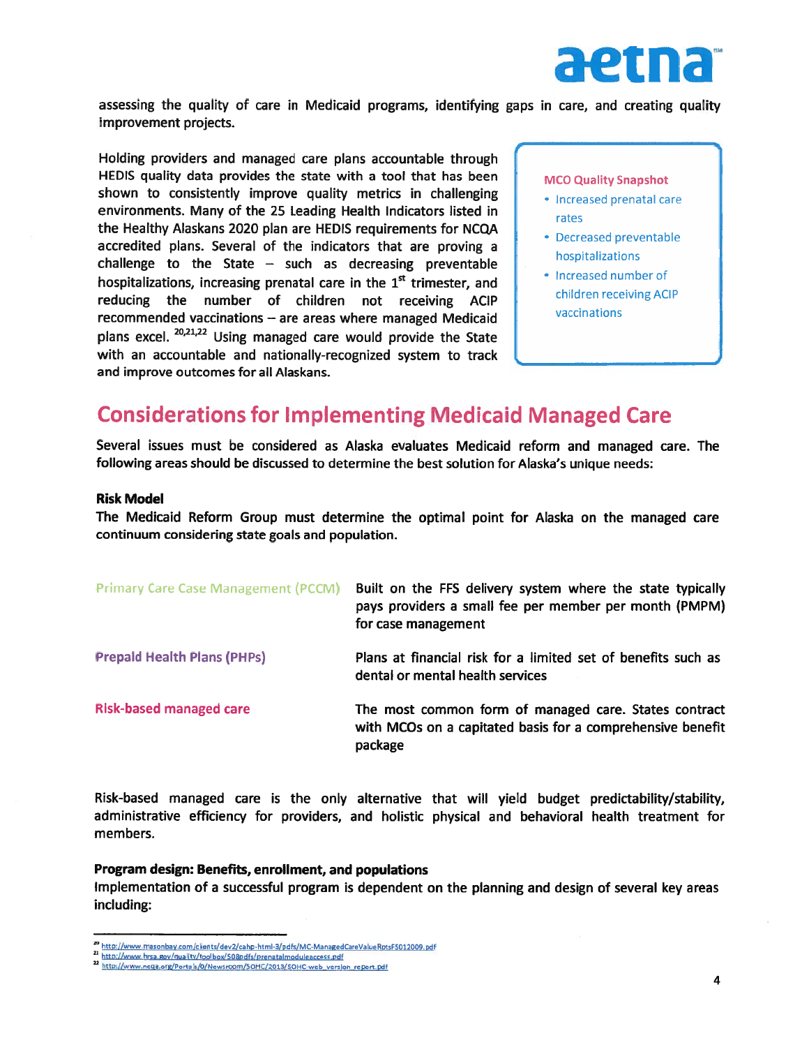assessing the quality of care in Medicaid programs, identifying gaps in care, and creating quality improvement projects.

Holding providers and managed care plans accountable through HEDIS quality data provides the state with a tool that has been shown to consistently improve quality metrics in challenging environments. Many of the 25 Leading Health Indicators listed in the Healthy Alaskans 2020 plan are HEDIS requirements for NCQA accredited plans. Several of the indicators that are proving a challenge to the State – such as decreasing preventable hospitalizations, increasing prenatal care in the 1st trimester, and reducing the number of children not receiving ACIP recommended vaccinations – are areas where managed Medicaid plans excel.[20,21,22] Using managed care would provide the State with an accountable and nationally-recognized system to track and improve outcomes for all Alaskans.

**MCO Quality Snapshot**

- Increased prenatal care rates
- Decreased preventable hospitalizations
- Increased number of children receiving ACIP vaccinations

## Considerations for Implementing Medicaid Managed Care

Several issues must be considered as Alaska evaluates Medicaid reform and managed care. The following areas should be discussed to determine the best solution for Alaska's unique needs:

**Risk Model**

The Medicaid Reform Group must determine the optimal point for Alaska on the managed care continuum considering state goals and population.

| | |
|---|---|
| Primary Care Case Management (PCCM) | Built on the FFS delivery system where the state typically pays providers a small fee per member per month (PMPM) for case management |
| Prepaid Health Plans (PHPs) | Plans at financial risk for a limited set of benefits such as dental or mental health services |
| Risk-based managed care | The most common form of managed care. States contract with MCOs on a capitated basis for a comprehensive benefit package |

Risk-based managed care is the only alternative that will yield budget predictability/stability, administrative efficiency for providers, and holistic physical and behavioral health treatment for members.

**Program design: Benefits, enrollment, and populations**

Implementation of a successful program is dependent on the planning and design of several key areas including:

---

[20] http://www.masonbay.com/clients/dev2/cahp-html-3/pdfs/MC-ManagedCareValueRptsFS012009.pdf
[21] http://www.hrsa.gov/quality/toolbox/508pdfs/prenatalmoduleaccess.pdf
[22] http://www.ncqa.org/Portals/0/Newsroom/SOHC/2013/SOHC-web_version_report.pdf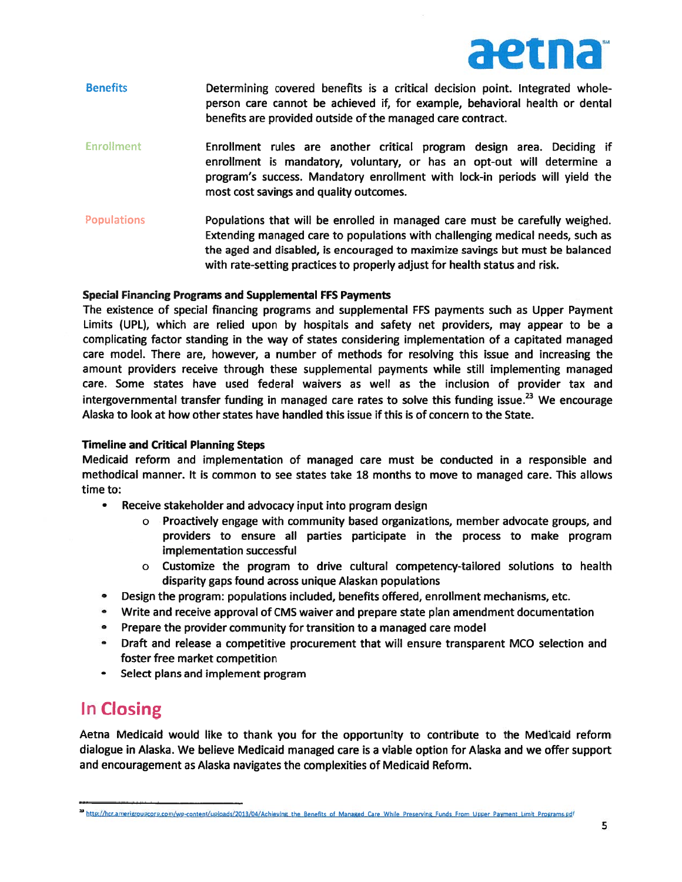**Benefits**

Determining covered benefits is a critical decision point. Integrated whole-person care cannot be achieved if, for example, behavioral health or dental benefits are provided outside of the managed care contract.

**Enrollment**

Enrollment rules are another critical program design area. Deciding if enrollment is mandatory, voluntary, or has an opt-out will determine a program's success. Mandatory enrollment with lock-in periods will yield the most cost savings and quality outcomes.

**Populations**

Populations that will be enrolled in managed care must be carefully weighed. Extending managed care to populations with challenging medical needs, such as the aged and disabled, is encouraged to maximize savings but must be balanced with rate-setting practices to properly adjust for health status and risk.

**Special Financing Programs and Supplemental FFS Payments**

The existence of special financing programs and supplemental FFS payments such as Upper Payment Limits (UPL), which are relied upon by hospitals and safety net providers, may appear to be a complicating factor standing in the way of states considering implementation of a capitated managed care model. There are, however, a number of methods for resolving this issue and increasing the amount providers receive through these supplemental payments while still implementing managed care. Some states have used federal waivers as well as the inclusion of provider tax and intergovernmental transfer funding in managed care rates to solve this funding issue.[23] We encourage Alaska to look at how other states have handled this issue if this is of concern to the State.

**Timeline and Critical Planning Steps**

Medicaid reform and implementation of managed care must be conducted in a responsible and methodical manner. It is common to see states take 18 months to move to managed care. This allows time to:

- Receive stakeholder and advocacy input into program design
    - Proactively engage with community based organizations, member advocate groups, and providers to ensure all parties participate in the process to make program implementation successful
    - Customize the program to drive cultural competency-tailored solutions to health disparity gaps found across unique Alaskan populations
- Design the program: populations included, benefits offered, enrollment mechanisms, etc.
- Write and receive approval of CMS waiver and prepare state plan amendment documentation
- Prepare the provider community for transition to a managed care model
- Draft and release a competitive procurement that will ensure transparent MCO selection and foster free market competition
- Select plans and implement program

## In Closing

Aetna Medicaid would like to thank you for the opportunity to contribute to the Medicaid reform dialogue in Alaska. We believe Medicaid managed care is a viable option for Alaska and we offer support and encouragement as Alaska navigates the complexities of Medicaid Reform.

---

[23] http://hcr.amerigroupcorp.com/wp-content/uploads/2013/04/Achieving_the_Benefits_of_Managed_Care_While_Preserving_Funds_From_Upper_Payment_Limit_Programs.pdf